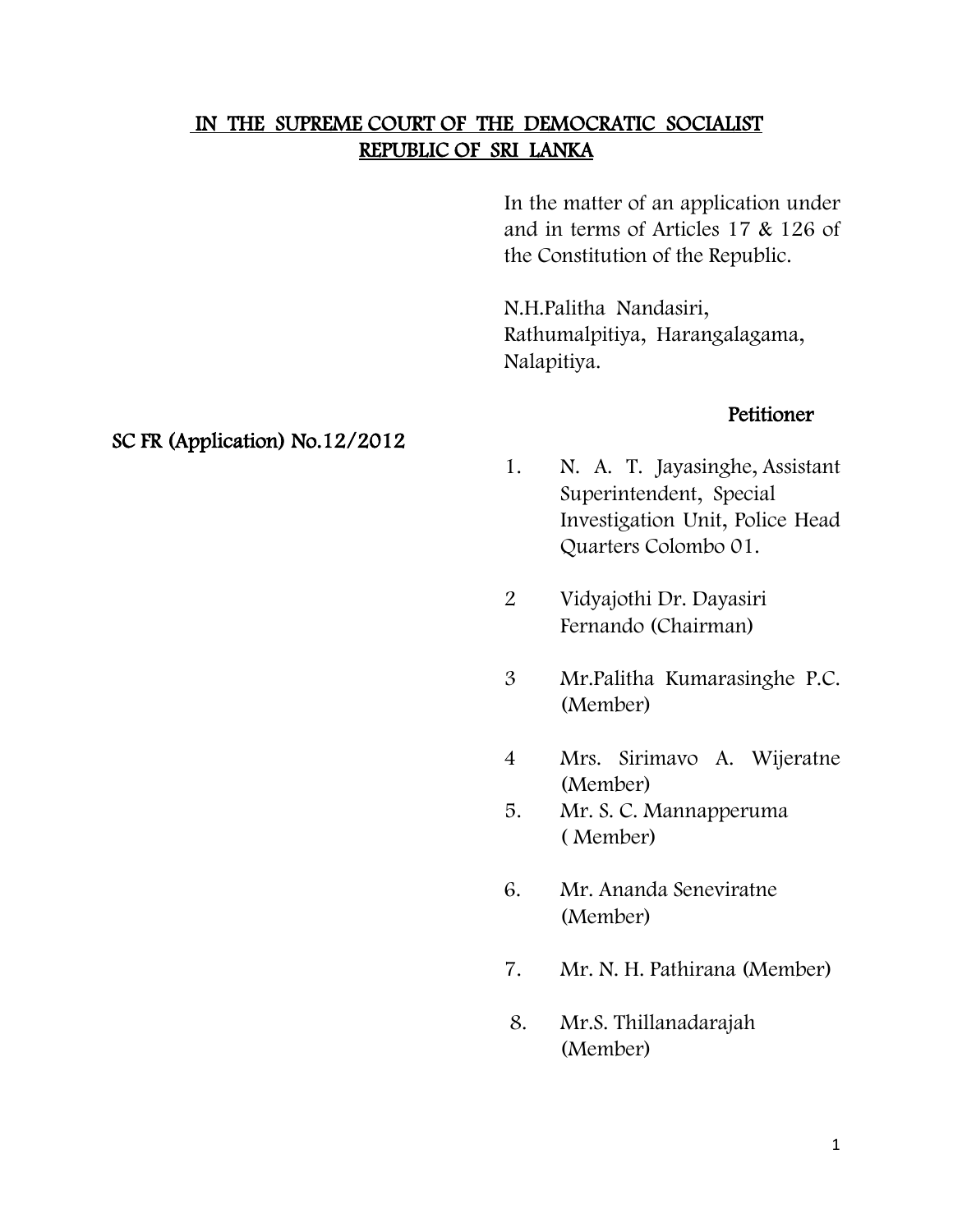# IN THE SUPREME COURT OF THE DEMOCRATIC SOCIALIST REPUBLIC OF SRI LANKA

In the matter of an application under and in terms of Articles 17 & 126 of the Constitution of the Republic.

N.H.Palitha Nandasiri,
Rathumalpitiya, Harangalagama,
Nalapitiya.

**Petitioner**

**SC FR (Application) No.12/2012**

1. N. A. T. Jayasinghe, Assistant Superintendent, Special Investigation Unit, Police Head Quarters Colombo 01.

2 Vidyajothi Dr. Dayasiri Fernando (Chairman)

3 Mr.Palitha Kumarasinghe P.C. (Member)

4 Mrs. Sirimavo A. Wijeratne (Member)

5. Mr. S. C. Mannapperuma ( Member)

6. Mr. Ananda Seneviratne (Member)

7. Mr. N. H. Pathirana (Member)

8. Mr.S. Thillanadarajah (Member)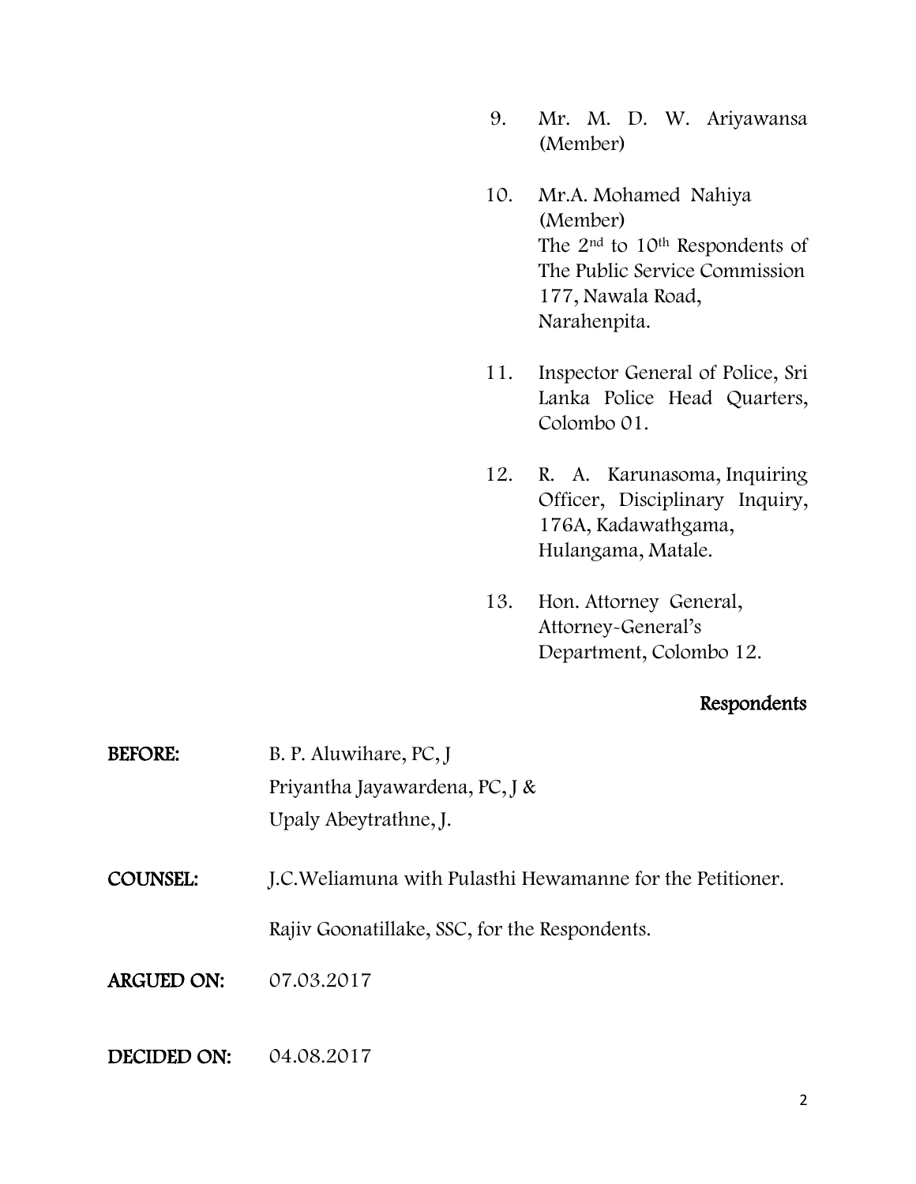9. Mr. M. D. W. Ariyawansa (Member)

10. Mr.A. Mohamed Nahiya (Member)
    The 2nd to 10th Respondents of The Public Service Commission 177, Nawala Road, Narahenpita.

11. Inspector General of Police, Sri Lanka Police Head Quarters, Colombo 01.

12. R. A. Karunasoma, Inquiring Officer, Disciplinary Inquiry, 176A, Kadawathgama, Hulangama, Matale.

13. Hon. Attorney General, Attorney-General's Department, Colombo 12.

**Respondents**

**BEFORE:** B. P. Aluwihare, PC, J
Priyantha Jayawardena, PC, J &
Upaly Abeytrathne, J.

**COUNSEL:** J.C.Weliamuna with Pulasthi Hewamanne for the Petitioner.

Rajiv Goonatillake, SSC, for the Respondents.

**ARGUED ON:** 07.03.2017

**DECIDED ON:** 04.08.2017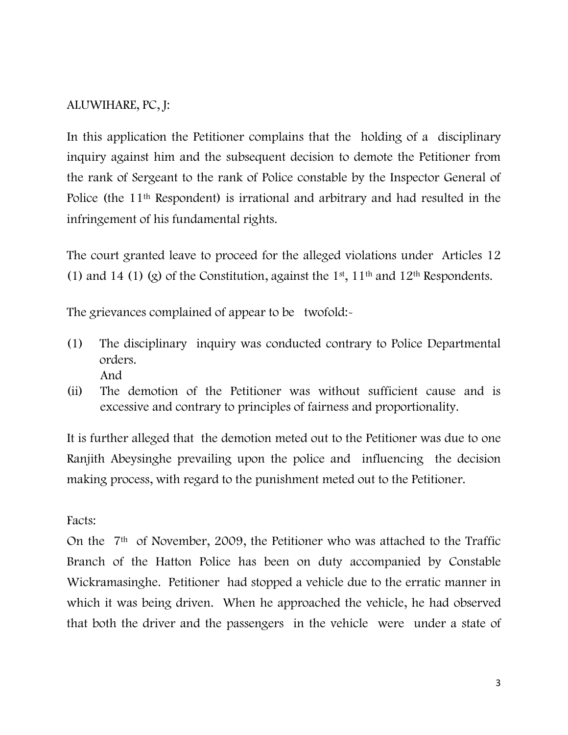ALUWIHARE, PC, J:

In this application the Petitioner complains that the holding of a disciplinary inquiry against him and the subsequent decision to demote the Petitioner from the rank of Sergeant to the rank of Police constable by the Inspector General of Police (the 11th Respondent) is irrational and arbitrary and had resulted in the infringement of his fundamental rights.

The court granted leave to proceed for the alleged violations under Articles 12 (1) and 14 (1) (g) of the Constitution, against the 1st, 11th and 12th Respondents.

The grievances complained of appear to be twofold:-

(1) The disciplinary inquiry was conducted contrary to Police Departmental orders.
And
(ii) The demotion of the Petitioner was without sufficient cause and is excessive and contrary to principles of fairness and proportionality.

It is further alleged that the demotion meted out to the Petitioner was due to one Ranjith Abeysinghe prevailing upon the police and influencing the decision making process, with regard to the punishment meted out to the Petitioner.

Facts:
On the 7th of November, 2009, the Petitioner who was attached to the Traffic Branch of the Hatton Police has been on duty accompanied by Constable Wickramasinghe. Petitioner had stopped a vehicle due to the erratic manner in which it was being driven. When he approached the vehicle, he had observed that both the driver and the passengers in the vehicle were under a state of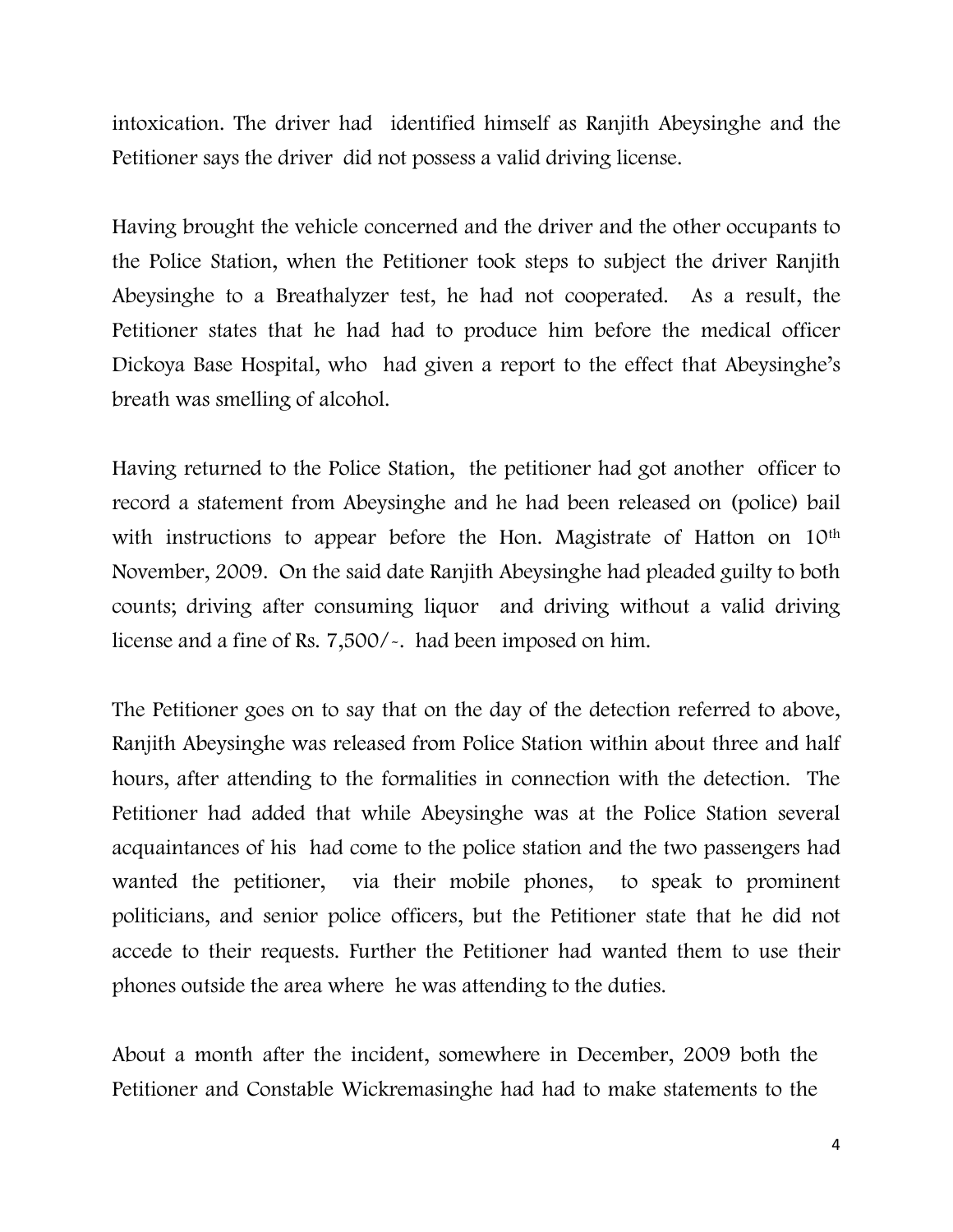intoxication. The driver had identified himself as Ranjith Abeysinghe and the Petitioner says the driver did not possess a valid driving license.

Having brought the vehicle concerned and the driver and the other occupants to the Police Station, when the Petitioner took steps to subject the driver Ranjith Abeysinghe to a Breathalyzer test, he had not cooperated. As a result, the Petitioner states that he had had to produce him before the medical officer Dickoya Base Hospital, who had given a report to the effect that Abeysinghe's breath was smelling of alcohol.

Having returned to the Police Station, the petitioner had got another officer to record a statement from Abeysinghe and he had been released on (police) bail with instructions to appear before the Hon. Magistrate of Hatton on 10th November, 2009. On the said date Ranjith Abeysinghe had pleaded guilty to both counts; driving after consuming liquor and driving without a valid driving license and a fine of Rs. 7,500/-. had been imposed on him.

The Petitioner goes on to say that on the day of the detection referred to above, Ranjith Abeysinghe was released from Police Station within about three and half hours, after attending to the formalities in connection with the detection. The Petitioner had added that while Abeysinghe was at the Police Station several acquaintances of his had come to the police station and the two passengers had wanted the petitioner, via their mobile phones, to speak to prominent politicians, and senior police officers, but the Petitioner state that he did not accede to their requests. Further the Petitioner had wanted them to use their phones outside the area where he was attending to the duties.

About a month after the incident, somewhere in December, 2009 both the Petitioner and Constable Wickremasinghe had had to make statements to the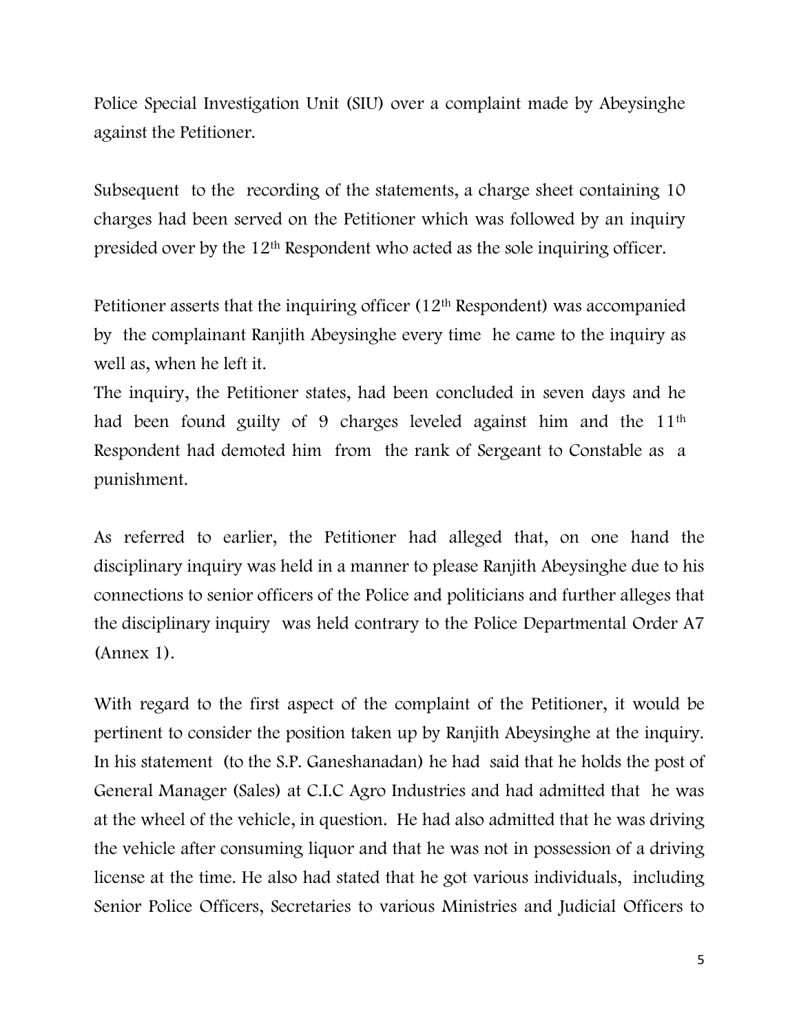Police Special Investigation Unit (SIU) over a complaint made by Abeysinghe against the Petitioner.

Subsequent to the recording of the statements, a charge sheet containing 10 charges had been served on the Petitioner which was followed by an inquiry presided over by the 12th Respondent who acted as the sole inquiring officer.

Petitioner asserts that the inquiring officer (12th Respondent) was accompanied by the complainant Ranjith Abeysinghe every time he came to the inquiry as well as, when he left it.

The inquiry, the Petitioner states, had been concluded in seven days and he had been found guilty of 9 charges leveled against him and the 11th Respondent had demoted him from the rank of Sergeant to Constable as a punishment.

As referred to earlier, the Petitioner had alleged that, on one hand the disciplinary inquiry was held in a manner to please Ranjith Abeysinghe due to his connections to senior officers of the Police and politicians and further alleges that the disciplinary inquiry was held contrary to the Police Departmental Order A7 (Annex 1).

With regard to the first aspect of the complaint of the Petitioner, it would be pertinent to consider the position taken up by Ranjith Abeysinghe at the inquiry. In his statement (to the S.P. Ganeshanadan) he had said that he holds the post of General Manager (Sales) at C.I.C Agro Industries and had admitted that he was at the wheel of the vehicle, in question. He had also admitted that he was driving the vehicle after consuming liquor and that he was not in possession of a driving license at the time. He also had stated that he got various individuals, including Senior Police Officers, Secretaries to various Ministries and Judicial Officers to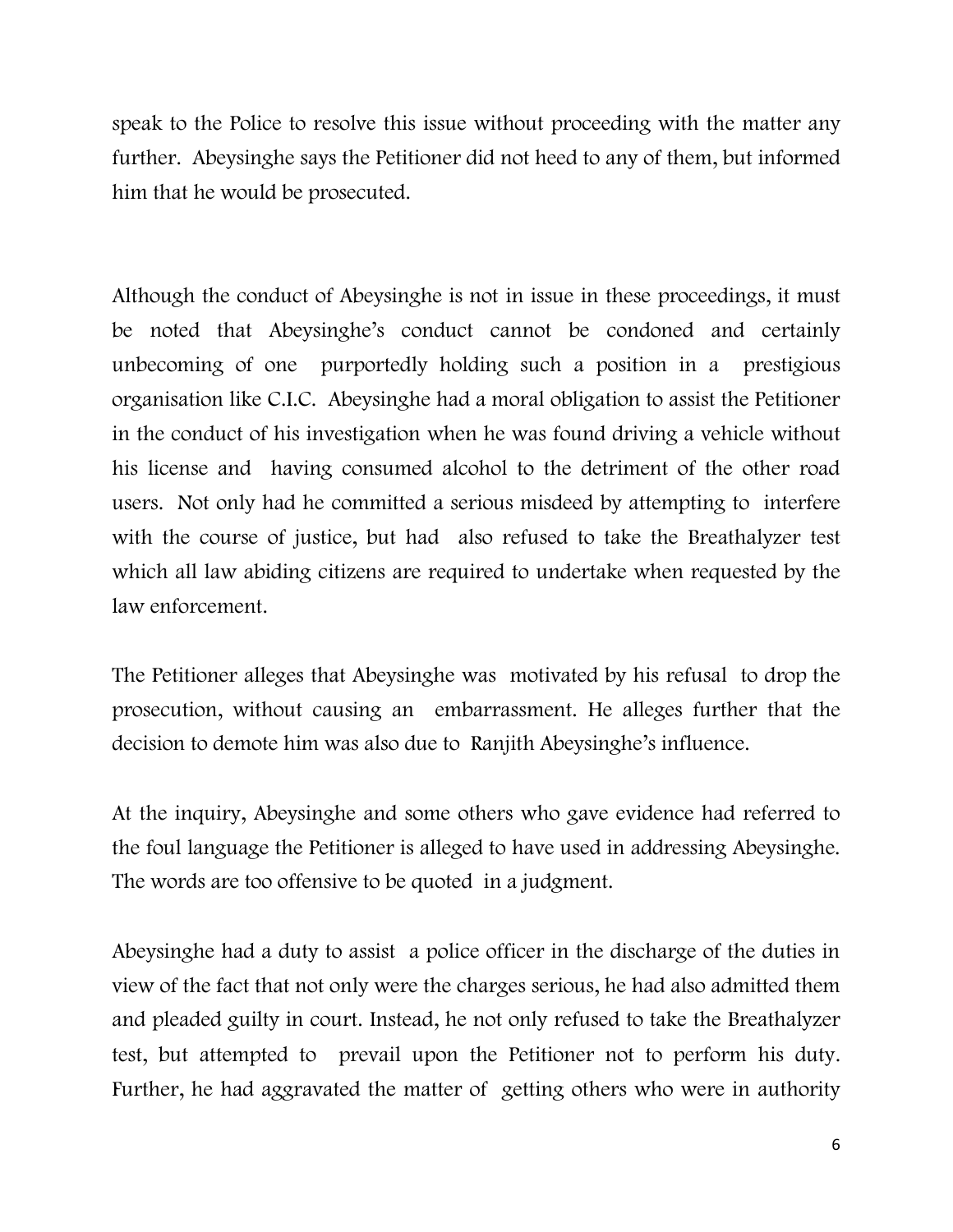speak to the Police to resolve this issue without proceeding with the matter any further. Abeysinghe says the Petitioner did not heed to any of them, but informed him that he would be prosecuted.

Although the conduct of Abeysinghe is not in issue in these proceedings, it must be noted that Abeysinghe's conduct cannot be condoned and certainly unbecoming of one purportedly holding such a position in a prestigious organisation like C.I.C. Abeysinghe had a moral obligation to assist the Petitioner in the conduct of his investigation when he was found driving a vehicle without his license and having consumed alcohol to the detriment of the other road users. Not only had he committed a serious misdeed by attempting to interfere with the course of justice, but had also refused to take the Breathalyzer test which all law abiding citizens are required to undertake when requested by the law enforcement.

The Petitioner alleges that Abeysinghe was motivated by his refusal to drop the prosecution, without causing an embarrassment. He alleges further that the decision to demote him was also due to Ranjith Abeysinghe's influence.

At the inquiry, Abeysinghe and some others who gave evidence had referred to the foul language the Petitioner is alleged to have used in addressing Abeysinghe. The words are too offensive to be quoted in a judgment.

Abeysinghe had a duty to assist a police officer in the discharge of the duties in view of the fact that not only were the charges serious, he had also admitted them and pleaded guilty in court. Instead, he not only refused to take the Breathalyzer test, but attempted to prevail upon the Petitioner not to perform his duty. Further, he had aggravated the matter of getting others who were in authority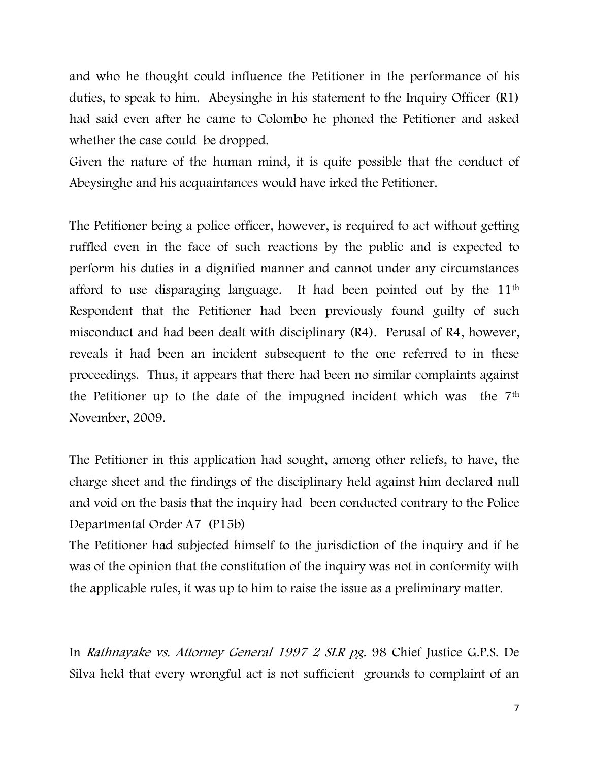and who he thought could influence the Petitioner in the performance of his duties, to speak to him. Abeysinghe in his statement to the Inquiry Officer (R1) had said even after he came to Colombo he phoned the Petitioner and asked whether the case could be dropped.

Given the nature of the human mind, it is quite possible that the conduct of Abeysinghe and his acquaintances would have irked the Petitioner.

The Petitioner being a police officer, however, is required to act without getting ruffled even in the face of such reactions by the public and is expected to perform his duties in a dignified manner and cannot under any circumstances afford to use disparaging language. It had been pointed out by the 11th Respondent that the Petitioner had been previously found guilty of such misconduct and had been dealt with disciplinary (R4). Perusal of R4, however, reveals it had been an incident subsequent to the one referred to in these proceedings. Thus, it appears that there had been no similar complaints against the Petitioner up to the date of the impugned incident which was the 7th November, 2009.

The Petitioner in this application had sought, among other reliefs, to have, the charge sheet and the findings of the disciplinary held against him declared null and void on the basis that the inquiry had been conducted contrary to the Police Departmental Order A7 (P15b)

The Petitioner had subjected himself to the jurisdiction of the inquiry and if he was of the opinion that the constitution of the inquiry was not in conformity with the applicable rules, it was up to him to raise the issue as a preliminary matter.

In *Rathnayake vs. Attorney General 1997 2 SLR pg.* 98 Chief Justice G.P.S. De Silva held that every wrongful act is not sufficient grounds to complaint of an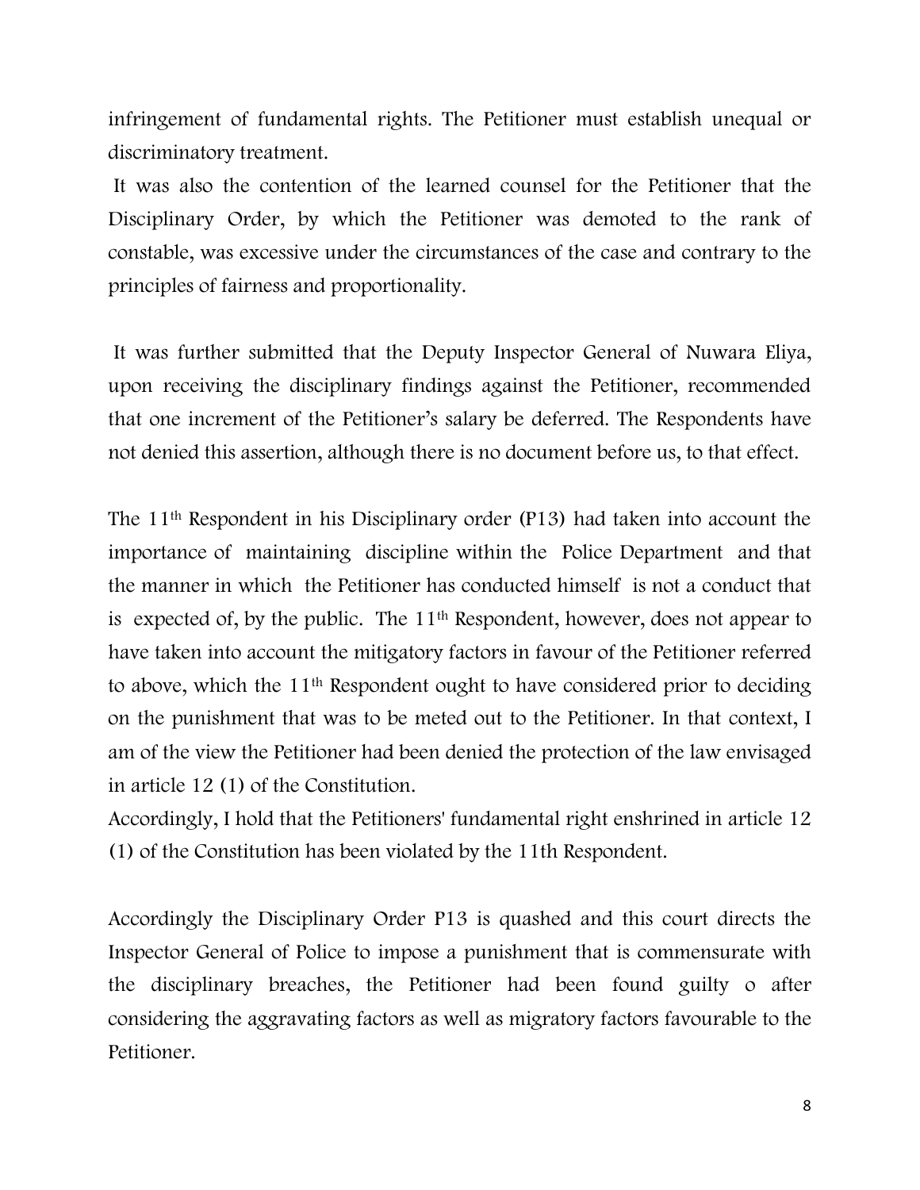infringement of fundamental rights. The Petitioner must establish unequal or discriminatory treatment.

It was also the contention of the learned counsel for the Petitioner that the Disciplinary Order, by which the Petitioner was demoted to the rank of constable, was excessive under the circumstances of the case and contrary to the principles of fairness and proportionality.

It was further submitted that the Deputy Inspector General of Nuwara Eliya, upon receiving the disciplinary findings against the Petitioner, recommended that one increment of the Petitioner's salary be deferred. The Respondents have not denied this assertion, although there is no document before us, to that effect.

The 11th Respondent in his Disciplinary order (P13) had taken into account the importance of maintaining discipline within the Police Department and that the manner in which the Petitioner has conducted himself is not a conduct that is expected of, by the public. The 11th Respondent, however, does not appear to have taken into account the mitigatory factors in favour of the Petitioner referred to above, which the 11th Respondent ought to have considered prior to deciding on the punishment that was to be meted out to the Petitioner. In that context, I am of the view the Petitioner had been denied the protection of the law envisaged in article 12 (1) of the Constitution.

Accordingly, I hold that the Petitioners' fundamental right enshrined in article 12 (1) of the Constitution has been violated by the 11th Respondent.

Accordingly the Disciplinary Order P13 is quashed and this court directs the Inspector General of Police to impose a punishment that is commensurate with the disciplinary breaches, the Petitioner had been found guilty o after considering the aggravating factors as well as migratory factors favourable to the Petitioner.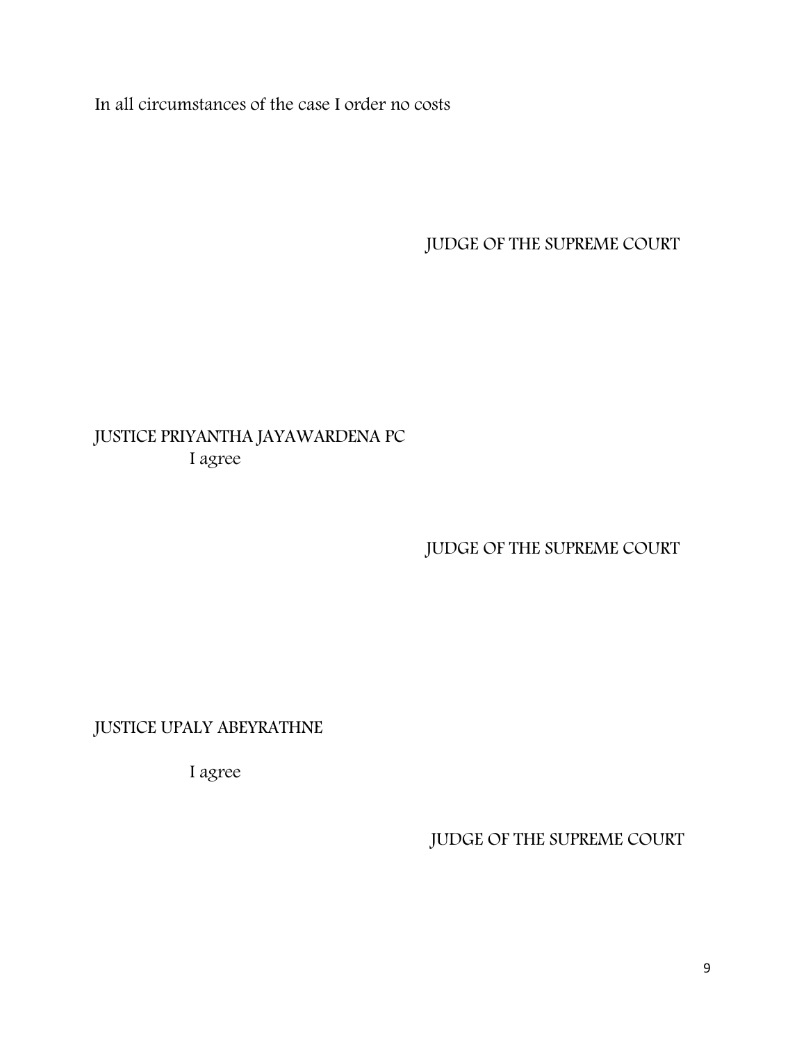In all circumstances of the case I order no costs

JUDGE OF THE SUPREME COURT

JUSTICE PRIYANTHA JAYAWARDENA PC

I agree

JUDGE OF THE SUPREME COURT

JUSTICE UPALY ABEYRATHNE

I agree

JUDGE OF THE SUPREME COURT